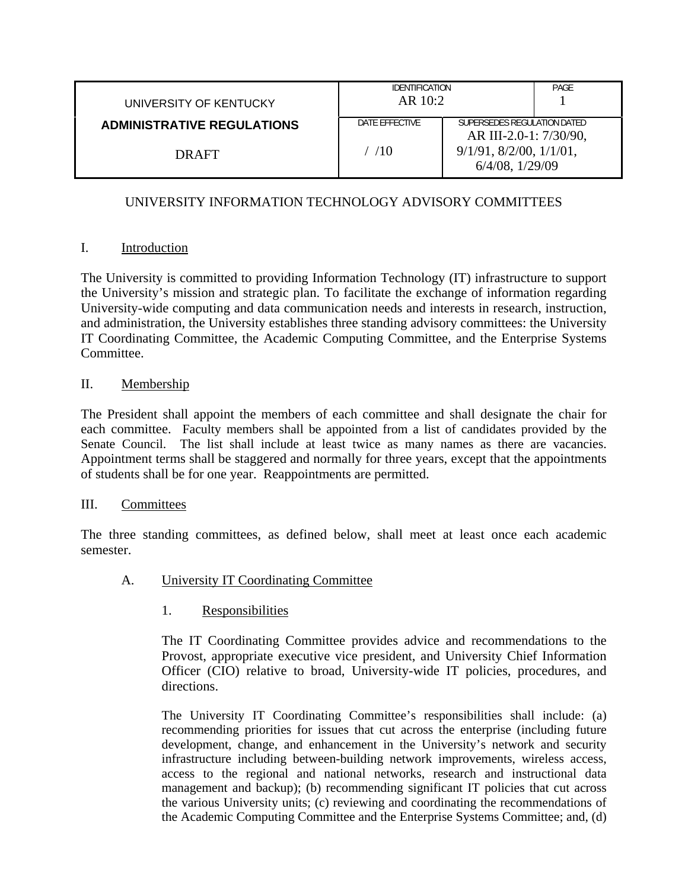| UNIVERSITY OF KENTUCKY | IDENTIFICATION<br>AR 10:2 | | PAGE<br>1 |
|---|---|---|---|
| **ADMINISTRATIVE REGULATIONS**<br><br>DRAFT | DATE EFFECTIVE<br><br>/ /10 | SUPERSEDES REGULATION DATED<br>AR III-2.0-1: 7/30/90, 9/1/91, 8/2/00, 1/1/01, 6/4/08, 1/29/09 | |

UNIVERSITY INFORMATION TECHNOLOGY ADVISORY COMMITTEES

## I. Introduction

The University is committed to providing Information Technology (IT) infrastructure to support the University's mission and strategic plan. To facilitate the exchange of information regarding University-wide computing and data communication needs and interests in research, instruction, and administration, the University establishes three standing advisory committees: the University IT Coordinating Committee, the Academic Computing Committee, and the Enterprise Systems Committee.

## II. Membership

The President shall appoint the members of each committee and shall designate the chair for each committee. Faculty members shall be appointed from a list of candidates provided by the Senate Council. The list shall include at least twice as many names as there are vacancies. Appointment terms shall be staggered and normally for three years, except that the appointments of students shall be for one year. Reappointments are permitted.

## III. Committees

The three standing committees, as defined below, shall meet at least once each academic semester.

### A. University IT Coordinating Committee

#### 1. Responsibilities

The IT Coordinating Committee provides advice and recommendations to the Provost, appropriate executive vice president, and University Chief Information Officer (CIO) relative to broad, University-wide IT policies, procedures, and directions.

The University IT Coordinating Committee's responsibilities shall include: (a) recommending priorities for issues that cut across the enterprise (including future development, change, and enhancement in the University's network and security infrastructure including between-building network improvements, wireless access, access to the regional and national networks, research and instructional data management and backup); (b) recommending significant IT policies that cut across the various University units; (c) reviewing and coordinating the recommendations of the Academic Computing Committee and the Enterprise Systems Committee; and, (d)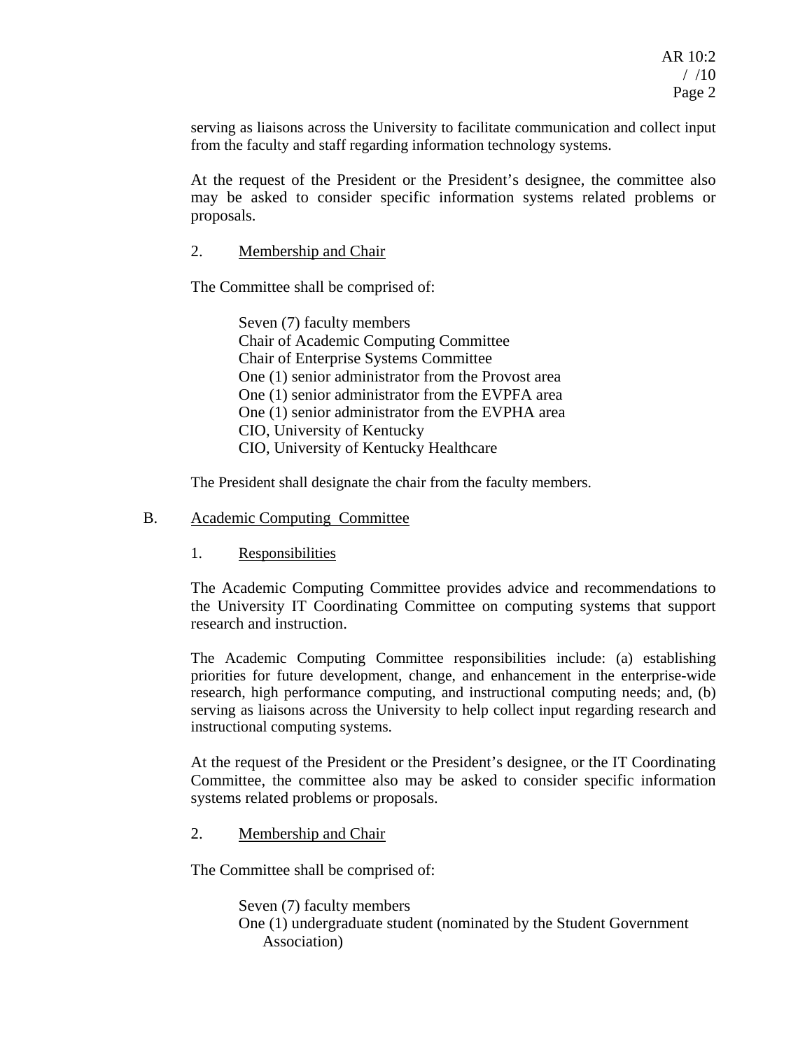serving as liaisons across the University to facilitate communication and collect input from the faculty and staff regarding information technology systems.

At the request of the President or the President's designee, the committee also may be asked to consider specific information systems related problems or proposals.

2. Membership and Chair

The Committee shall be comprised of:

Seven (7) faculty members
Chair of Academic Computing Committee
Chair of Enterprise Systems Committee
One (1) senior administrator from the Provost area
One (1) senior administrator from the EVPFA area
One (1) senior administrator from the EVPHA area
CIO, University of Kentucky
CIO, University of Kentucky Healthcare

The President shall designate the chair from the faculty members.

B. Academic Computing Committee

1. Responsibilities

The Academic Computing Committee provides advice and recommendations to the University IT Coordinating Committee on computing systems that support research and instruction.

The Academic Computing Committee responsibilities include: (a) establishing priorities for future development, change, and enhancement in the enterprise-wide research, high performance computing, and instructional computing needs; and, (b) serving as liaisons across the University to help collect input regarding research and instructional computing systems.

At the request of the President or the President's designee, or the IT Coordinating Committee, the committee also may be asked to consider specific information systems related problems or proposals.

2. Membership and Chair

The Committee shall be comprised of:

Seven (7) faculty members
One (1) undergraduate student (nominated by the Student Government Association)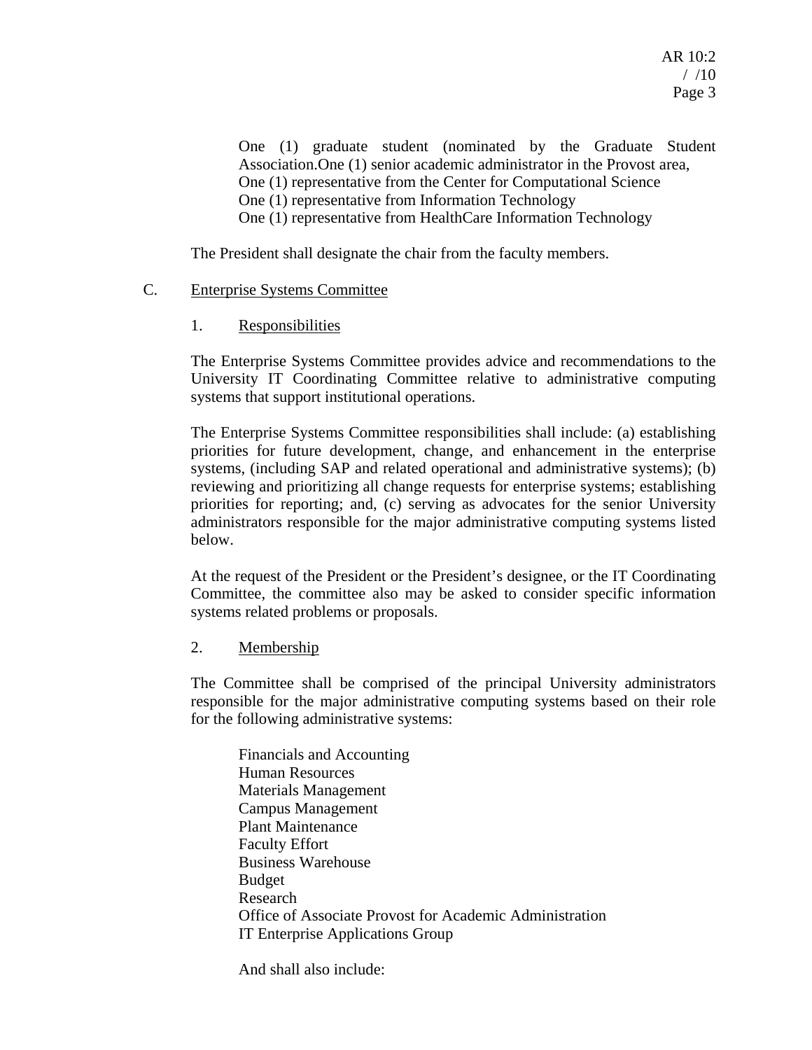One (1) graduate student (nominated by the Graduate Student Association.One (1) senior academic administrator in the Provost area,
One (1) representative from the Center for Computational Science
One (1) representative from Information Technology
One (1) representative from HealthCare Information Technology

The President shall designate the chair from the faculty members.

C. Enterprise Systems Committee

1. Responsibilities

The Enterprise Systems Committee provides advice and recommendations to the University IT Coordinating Committee relative to administrative computing systems that support institutional operations.

The Enterprise Systems Committee responsibilities shall include: (a) establishing priorities for future development, change, and enhancement in the enterprise systems, (including SAP and related operational and administrative systems); (b) reviewing and prioritizing all change requests for enterprise systems; establishing priorities for reporting; and, (c) serving as advocates for the senior University administrators responsible for the major administrative computing systems listed below.

At the request of the President or the President's designee, or the IT Coordinating Committee, the committee also may be asked to consider specific information systems related problems or proposals.

2. Membership

The Committee shall be comprised of the principal University administrators responsible for the major administrative computing systems based on their role for the following administrative systems:

Financials and Accounting
Human Resources
Materials Management
Campus Management
Plant Maintenance
Faculty Effort
Business Warehouse
Budget
Research
Office of Associate Provost for Academic Administration
IT Enterprise Applications Group

And shall also include: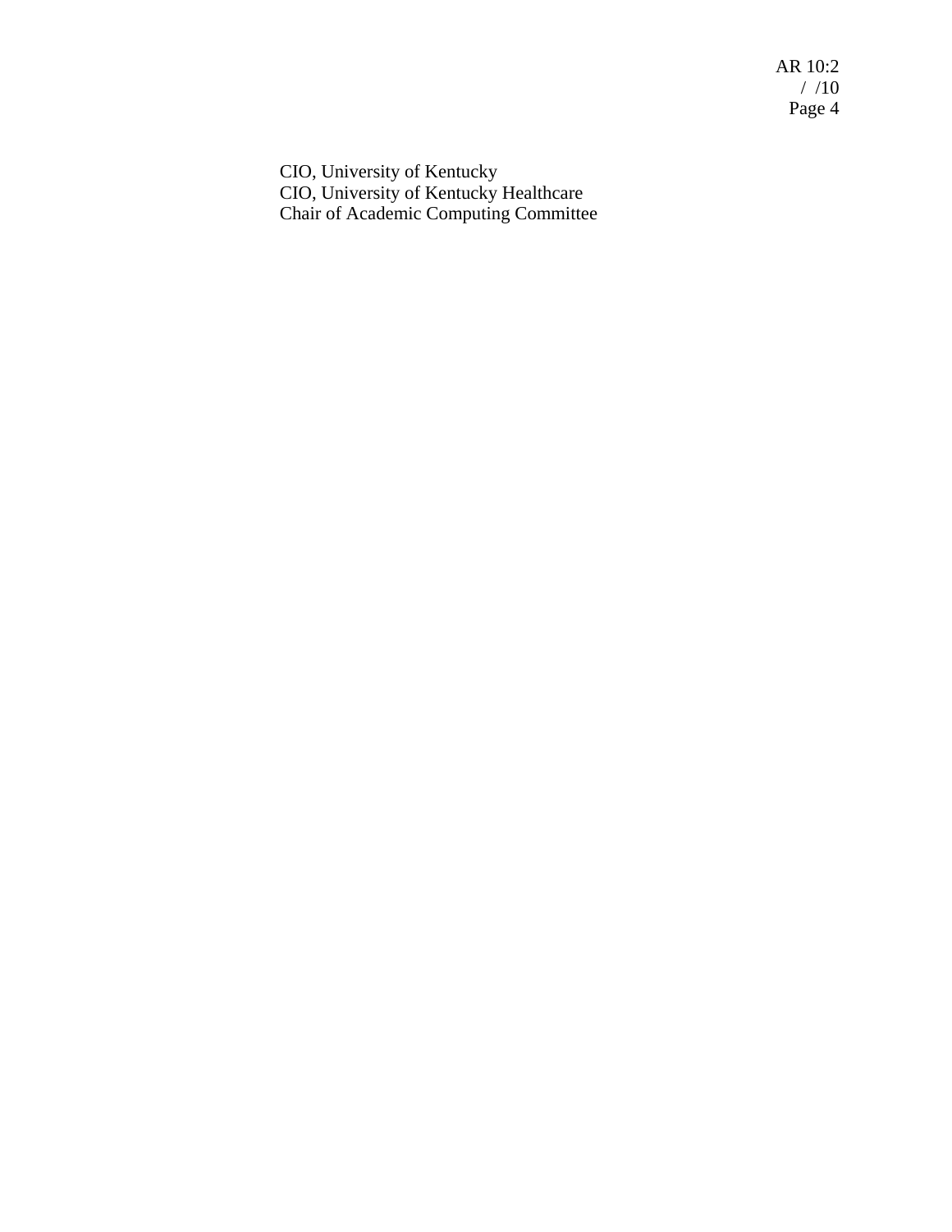CIO, University of Kentucky
CIO, University of Kentucky Healthcare
Chair of Academic Computing Committee